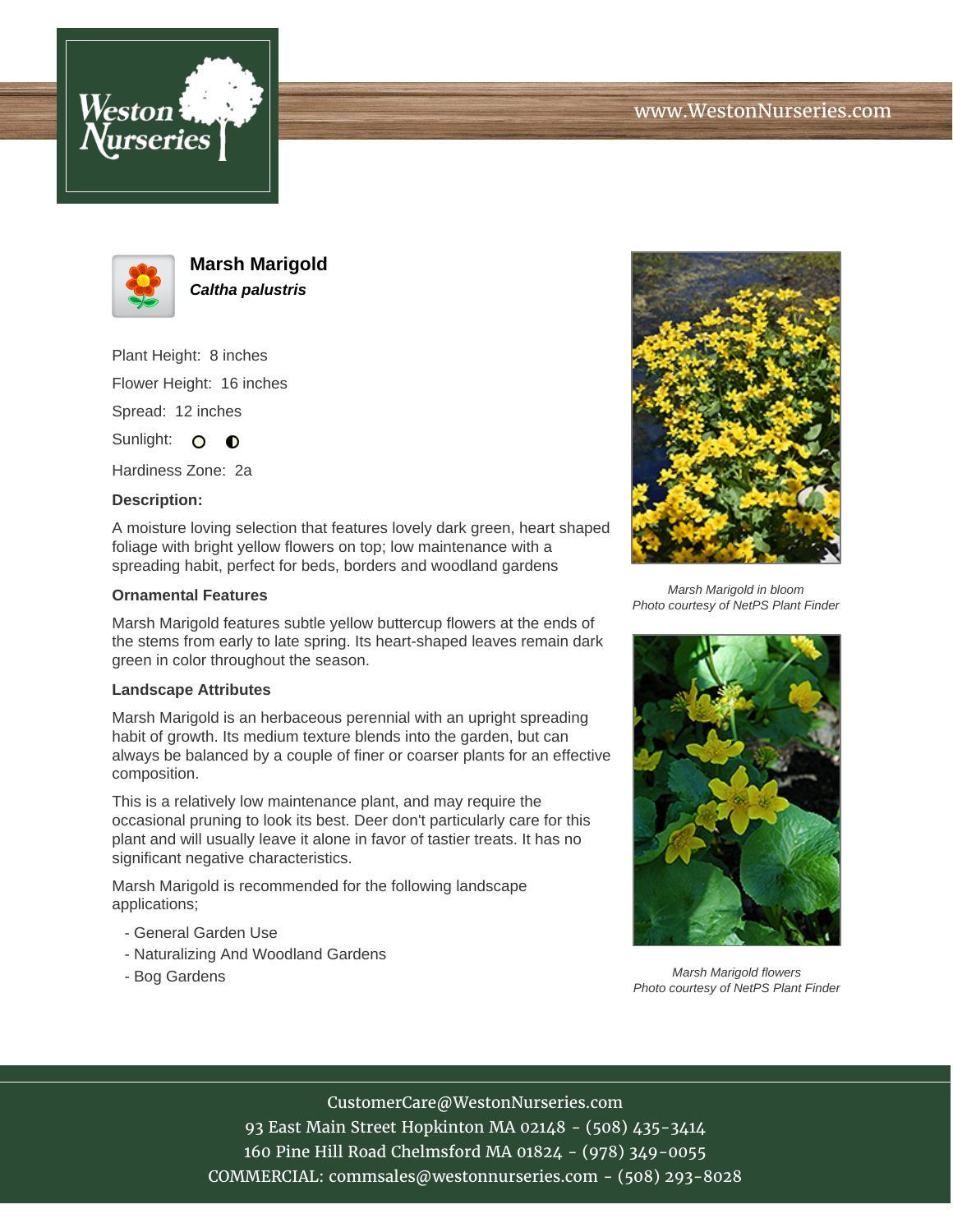# Marsh Marigold

***Caltha palustris***

Plant Height: 8 inches

Flower Height: 16 inches

Spread: 12 inches

Sunlight:

Hardiness Zone: 2a

**Description:**

A moisture loving selection that features lovely dark green, heart shaped foliage with bright yellow flowers on top; low maintenance with a spreading habit, perfect for beds, borders and woodland gardens

### Ornamental Features

Marsh Marigold features subtle yellow buttercup flowers at the ends of the stems from early to late spring. Its heart-shaped leaves remain dark green in color throughout the season.

### Landscape Attributes

Marsh Marigold is an herbaceous perennial with an upright spreading habit of growth. Its medium texture blends into the garden, but can always be balanced by a couple of finer or coarser plants for an effective composition.

This is a relatively low maintenance plant, and may require the occasional pruning to look its best. Deer don't particularly care for this plant and will usually leave it alone in favor of tastier treats. It has no significant negative characteristics.

Marsh Marigold is recommended for the following landscape applications;

- General Garden Use
- Naturalizing And Woodland Gardens
- Bog Gardens

*Marsh Marigold in bloom*
*Photo courtesy of NetPS Plant Finder*

*Marsh Marigold flowers*
*Photo courtesy of NetPS Plant Finder*

CustomerCare@WestonNurseries.com
93 East Main Street Hopkinton MA 02148 - (508) 435-3414
160 Pine Hill Road Chelmsford MA 01824 - (978) 349-0055
COMMERCIAL: commsales@westonnurseries.com - (508) 293-8028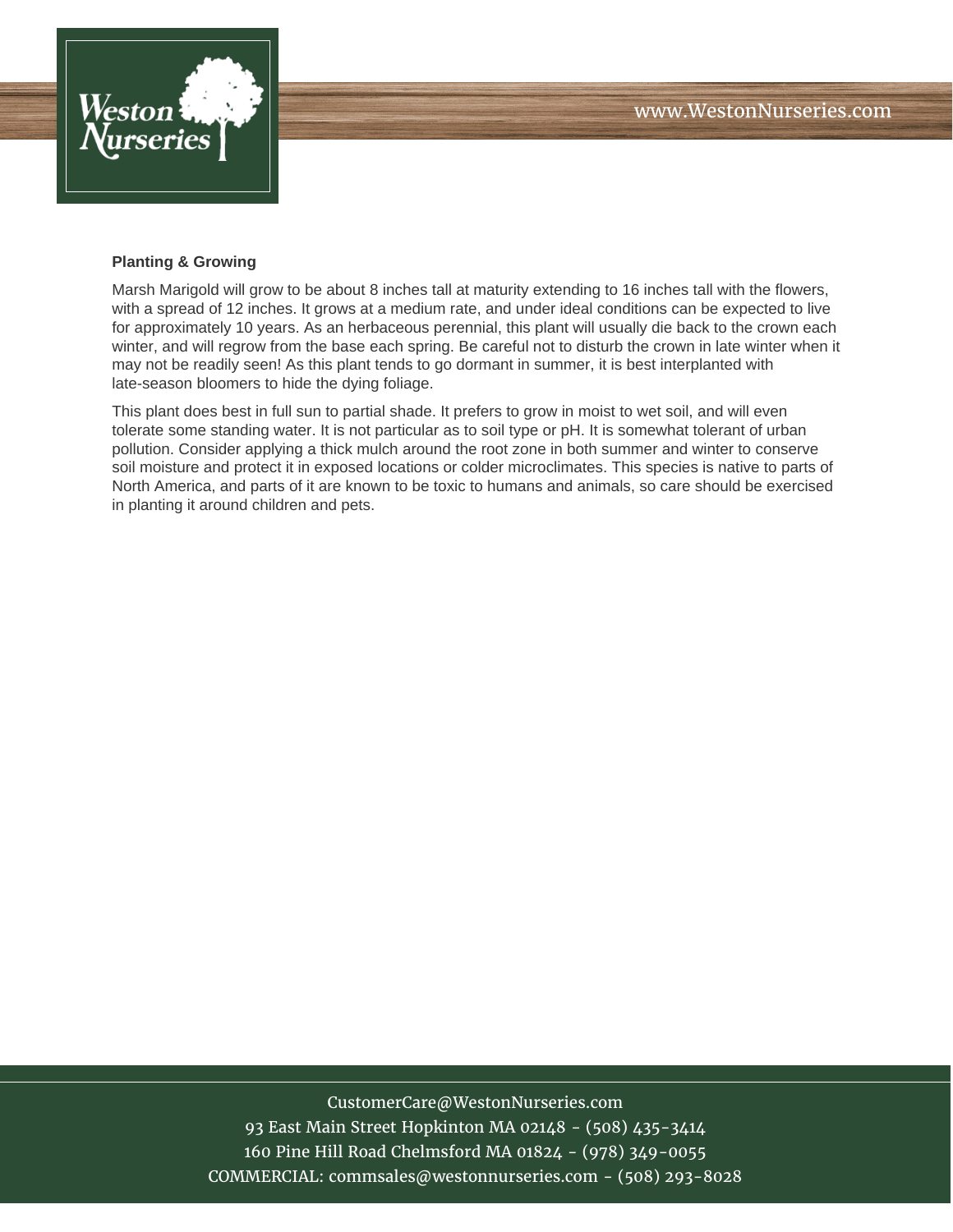**Planting & Growing**

Marsh Marigold will grow to be about 8 inches tall at maturity extending to 16 inches tall with the flowers, with a spread of 12 inches. It grows at a medium rate, and under ideal conditions can be expected to live for approximately 10 years. As an herbaceous perennial, this plant will usually die back to the crown each winter, and will regrow from the base each spring. Be careful not to disturb the crown in late winter when it may not be readily seen! As this plant tends to go dormant in summer, it is best interplanted with late-season bloomers to hide the dying foliage.

This plant does best in full sun to partial shade. It prefers to grow in moist to wet soil, and will even tolerate some standing water. It is not particular as to soil type or pH. It is somewhat tolerant of urban pollution. Consider applying a thick mulch around the root zone in both summer and winter to conserve soil moisture and protect it in exposed locations or colder microclimates. This species is native to parts of North America, and parts of it are known to be toxic to humans and animals, so care should be exercised in planting it around children and pets.